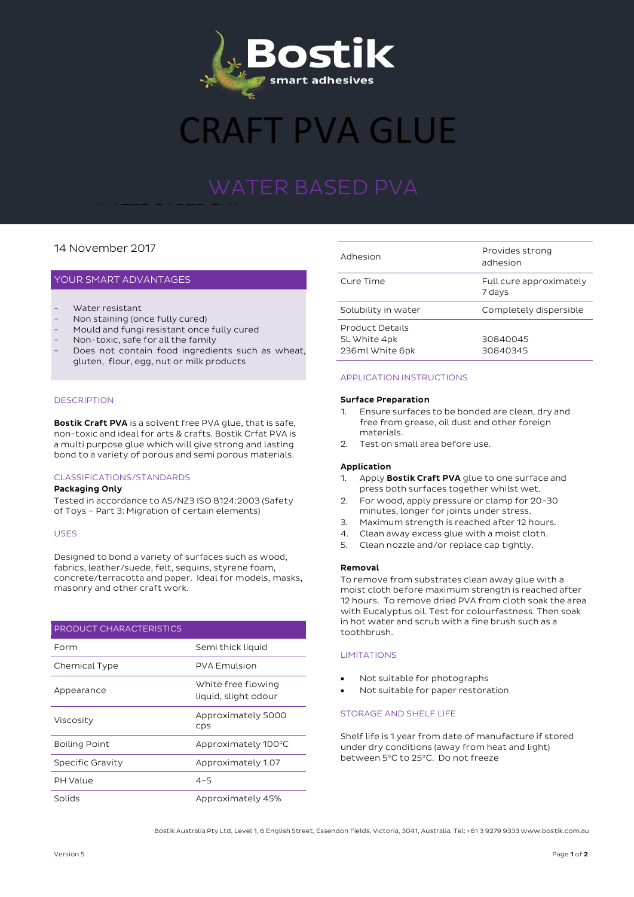Bostik

smart adhesives

# CRAFT PVA GLUE

## WATER BASED PVA

14 November 2017

### YOUR SMART ADVANTAGES

- Water resistant
- Non staining (once fully cured)
- Mould and fungi resistant once fully cured
- Non-toxic, safe for all the family
- Does not contain food ingredients such as wheat, gluten, flour, egg, nut or milk products

### DESCRIPTION

**Bostik Craft PVA** is a solvent free PVA glue, that is safe, non-toxic and ideal for arts & crafts. Bostik Crfat PVA is a multi purpose glue which will give strong and lasting bond to a variety of porous and semi porous materials.

### CLASSIFICATIONS/STANDARDS

**Packaging Only**

Tested in accordance to AS/NZ3 ISO 8124:2003 (Safety of Toys – Part 3: Migration of certain elements)

### USES

Designed to bond a variety of surfaces such as wood, fabrics, leather/suede, felt, sequins, styrene foam, concrete/terracotta and paper. Ideal for models, masks, masonry and other craft work.

### PRODUCT CHARACTERISTICS

| | |
|---|---|
| Form | Semi thick liquid |
| Chemical Type | PVA Emulsion |
| Appearance | White free flowing liquid, slight odour |
| Viscosity | Approximately 5000 cps |
| Boiling Point | Approximately 100°C |
| Specific Gravity | Approximately 1.07 |
| PH Value | 4-5 |
| Solids | Approximately 45% |
| Adhesion | Provides strong adhesion |
| Cure Time | Full cure approximately 7 days |
| Solubility in water | Completely dispersible |
| Product Details<br>5L White 4pk<br>236ml White 6pk | <br>30840045<br>30840345 |

### APPLICATION INSTRUCTIONS

**Surface Preparation**

1. Ensure surfaces to be bonded are clean, dry and free from grease, oil dust and other foreign materials.
2. Test on small area before use.

**Application**

1. Apply **Bostik Craft PVA** glue to one surface and press both surfaces together whilst wet.
2. For wood, apply pressure or clamp for 20-30 minutes, longer for joints under stress.
3. Maximum strength is reached after 12 hours.
4. Clean away excess glue with a moist cloth.
5. Clean nozzle and/or replace cap tightly.

**Removal**

To remove from substrates clean away glue with a moist cloth before maximum strength is reached after 12 hours. To remove dried PVA from cloth soak the area with Eucalyptus oil. Test for colourfastness. Then soak in hot water and scrub with a fine brush such as a toothbrush.

### LIMITATIONS

- Not suitable for photographs
- Not suitable for paper restoration

### STORAGE AND SHELF LIFE

Shelf life is 1 year from date of manufacture if stored under dry conditions (away from heat and light) between 5°C to 25°C. Do not freeze

Bostik Australia Pty Ltd, Level 1, 6 English Street, Essendon Fields, Victoria, 3041, Australia. Tel: +61 3 9279 9333 www.bostik.com.au

Version 5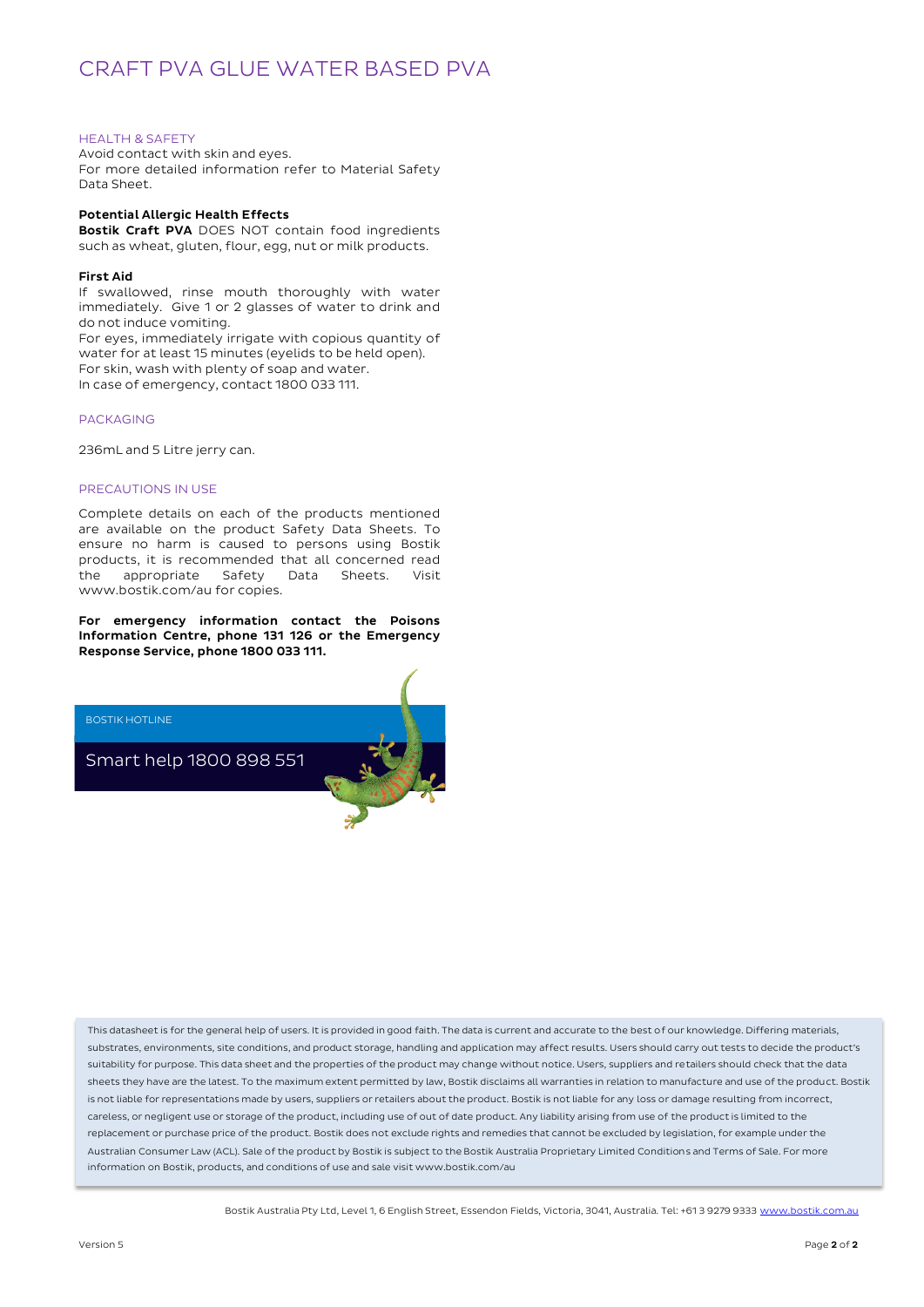# CRAFT PVA GLUE WATER BASED PVA

## HEALTH & SAFETY

Avoid contact with skin and eyes.
For more detailed information refer to Material Safety Data Sheet.

**Potential Allergic Health Effects**

**Bostik Craft PVA** DOES NOT contain food ingredients such as wheat, gluten, flour, egg, nut or milk products.

**First Aid**

If swallowed, rinse mouth thoroughly with water immediately. Give 1 or 2 glasses of water to drink and do not induce vomiting.
For eyes, immediately irrigate with copious quantity of water for at least 15 minutes (eyelids to be held open).
For skin, wash with plenty of soap and water.
In case of emergency, contact 1800 033 111.

## PACKAGING

236mL and 5 Litre jerry can.

## PRECAUTIONS IN USE

Complete details on each of the products mentioned are available on the product Safety Data Sheets. To ensure no harm is caused to persons using Bostik products, it is recommended that all concerned read the appropriate Safety Data Sheets. Visit www.bostik.com/au for copies.

**For emergency information contact the Poisons Information Centre, phone 131 126 or the Emergency Response Service, phone 1800 033 111.**

BOSTIK HOTLINE

Smart help 1800 898 551

This datasheet is for the general help of users. It is provided in good faith. The data is current and accurate to the best of our knowledge. Differing materials, substrates, environments, site conditions, and product storage, handling and application may affect results. Users should carry out tests to decide the product's suitability for purpose. This data sheet and the properties of the product may change without notice. Users, suppliers and retailers should check that the data sheets they have are the latest. To the maximum extent permitted by law, Bostik disclaims all warranties in relation to manufacture and use of the product. Bostik is not liable for representations made by users, suppliers or retailers about the product. Bostik is not liable for any loss or damage resulting from incorrect, careless, or negligent use or storage of the product, including use of out of date product. Any liability arising from use of the product is limited to the replacement or purchase price of the product. Bostik does not exclude rights and remedies that cannot be excluded by legislation, for example under the Australian Consumer Law (ACL). Sale of the product by Bostik is subject to the Bostik Australia Proprietary Limited Conditions and Terms of Sale. For more information on Bostik, products, and conditions of use and sale visit www.bostik.com/au

Bostik Australia Pty Ltd, Level 1, 6 English Street, Essendon Fields, Victoria, 3041, Australia. Tel: +61 3 9279 9333 www.bostik.com.au

Version 5